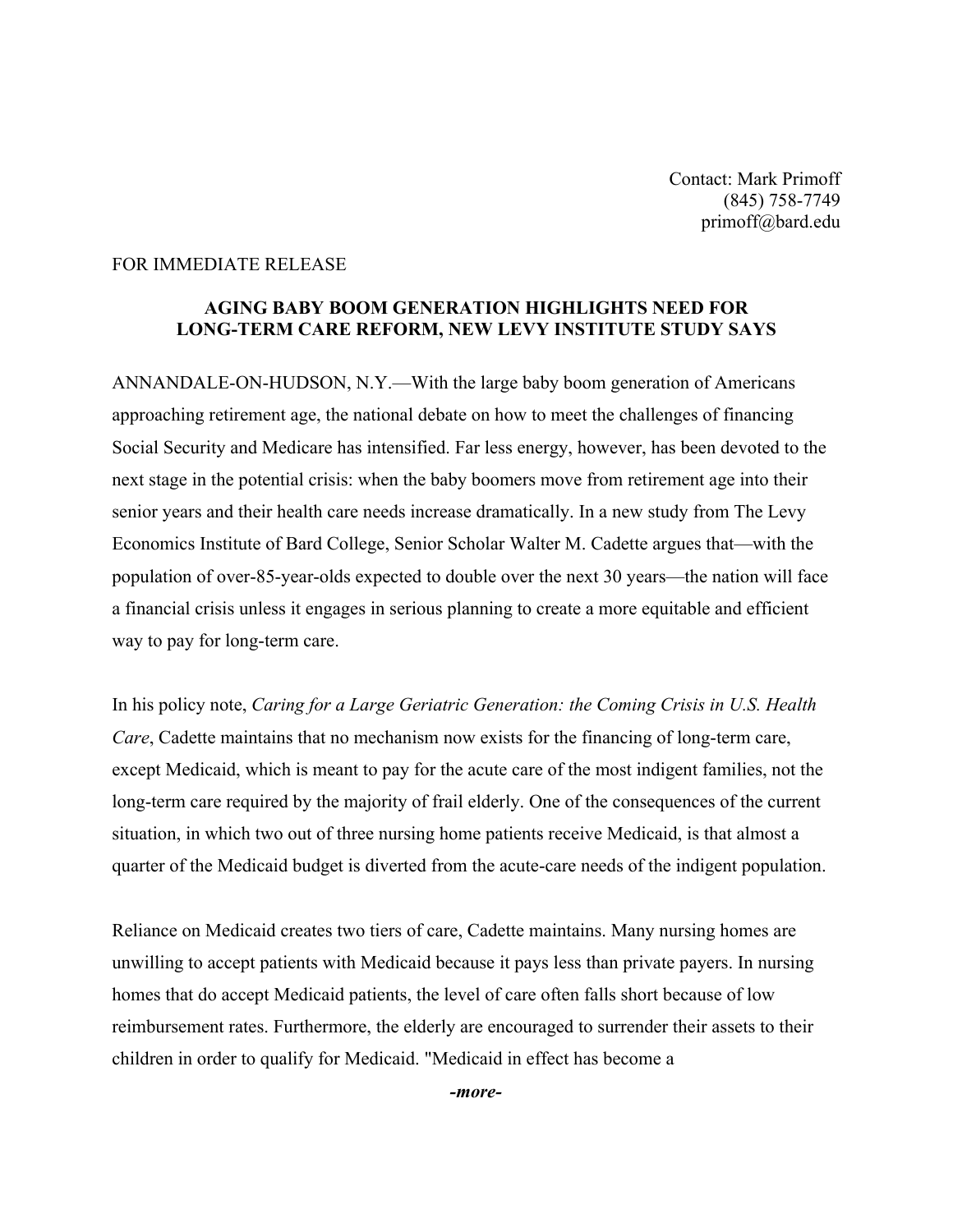Contact: Mark Primoff
(845) 758-7749
primoff@bard.edu

FOR IMMEDIATE RELEASE

**AGING BABY BOOM GENERATION HIGHLIGHTS NEED FOR LONG-TERM CARE REFORM, NEW LEVY INSTITUTE STUDY SAYS**

ANNANDALE-ON-HUDSON, N.Y.—With the large baby boom generation of Americans approaching retirement age, the national debate on how to meet the challenges of financing Social Security and Medicare has intensified. Far less energy, however, has been devoted to the next stage in the potential crisis: when the baby boomers move from retirement age into their senior years and their health care needs increase dramatically. In a new study from The Levy Economics Institute of Bard College, Senior Scholar Walter M. Cadette argues that—with the population of over-85-year-olds expected to double over the next 30 years—the nation will face a financial crisis unless it engages in serious planning to create a more equitable and efficient way to pay for long-term care.

In his policy note, *Caring for a Large Geriatric Generation: the Coming Crisis in U.S. Health Care*, Cadette maintains that no mechanism now exists for the financing of long-term care, except Medicaid, which is meant to pay for the acute care of the most indigent families, not the long-term care required by the majority of frail elderly. One of the consequences of the current situation, in which two out of three nursing home patients receive Medicaid, is that almost a quarter of the Medicaid budget is diverted from the acute-care needs of the indigent population.

Reliance on Medicaid creates two tiers of care, Cadette maintains. Many nursing homes are unwilling to accept patients with Medicaid because it pays less than private payers. In nursing homes that do accept Medicaid patients, the level of care often falls short because of low reimbursement rates. Furthermore, the elderly are encouraged to surrender their assets to their children in order to qualify for Medicaid. "Medicaid in effect has become a

***-more-***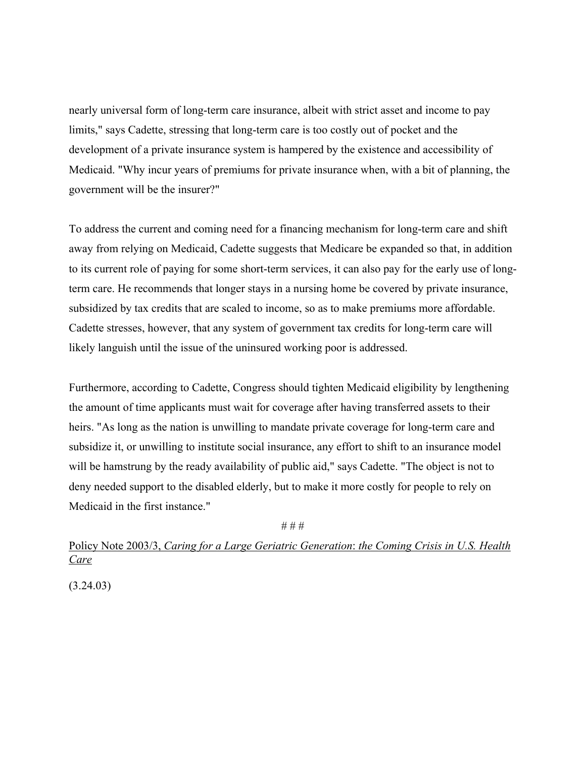nearly universal form of long-term care insurance, albeit with strict asset and income to pay limits," says Cadette, stressing that long-term care is too costly out of pocket and the development of a private insurance system is hampered by the existence and accessibility of Medicaid. "Why incur years of premiums for private insurance when, with a bit of planning, the government will be the insurer?"

To address the current and coming need for a financing mechanism for long-term care and shift away from relying on Medicaid, Cadette suggests that Medicare be expanded so that, in addition to its current role of paying for some short-term services, it can also pay for the early use of long-term care. He recommends that longer stays in a nursing home be covered by private insurance, subsidized by tax credits that are scaled to income, so as to make premiums more affordable. Cadette stresses, however, that any system of government tax credits for long-term care will likely languish until the issue of the uninsured working poor is addressed.

Furthermore, according to Cadette, Congress should tighten Medicaid eligibility by lengthening the amount of time applicants must wait for coverage after having transferred assets to their heirs. "As long as the nation is unwilling to mandate private coverage for long-term care and subsidize it, or unwilling to institute social insurance, any effort to shift to an insurance model will be hamstrung by the ready availability of public aid," says Cadette. "The object is not to deny needed support to the disabled elderly, but to make it more costly for people to rely on Medicaid in the first instance."

# # #

Policy Note 2003/3, *Caring for a Large Geriatric Generation: the Coming Crisis in U.S. Health Care*

(3.24.03)